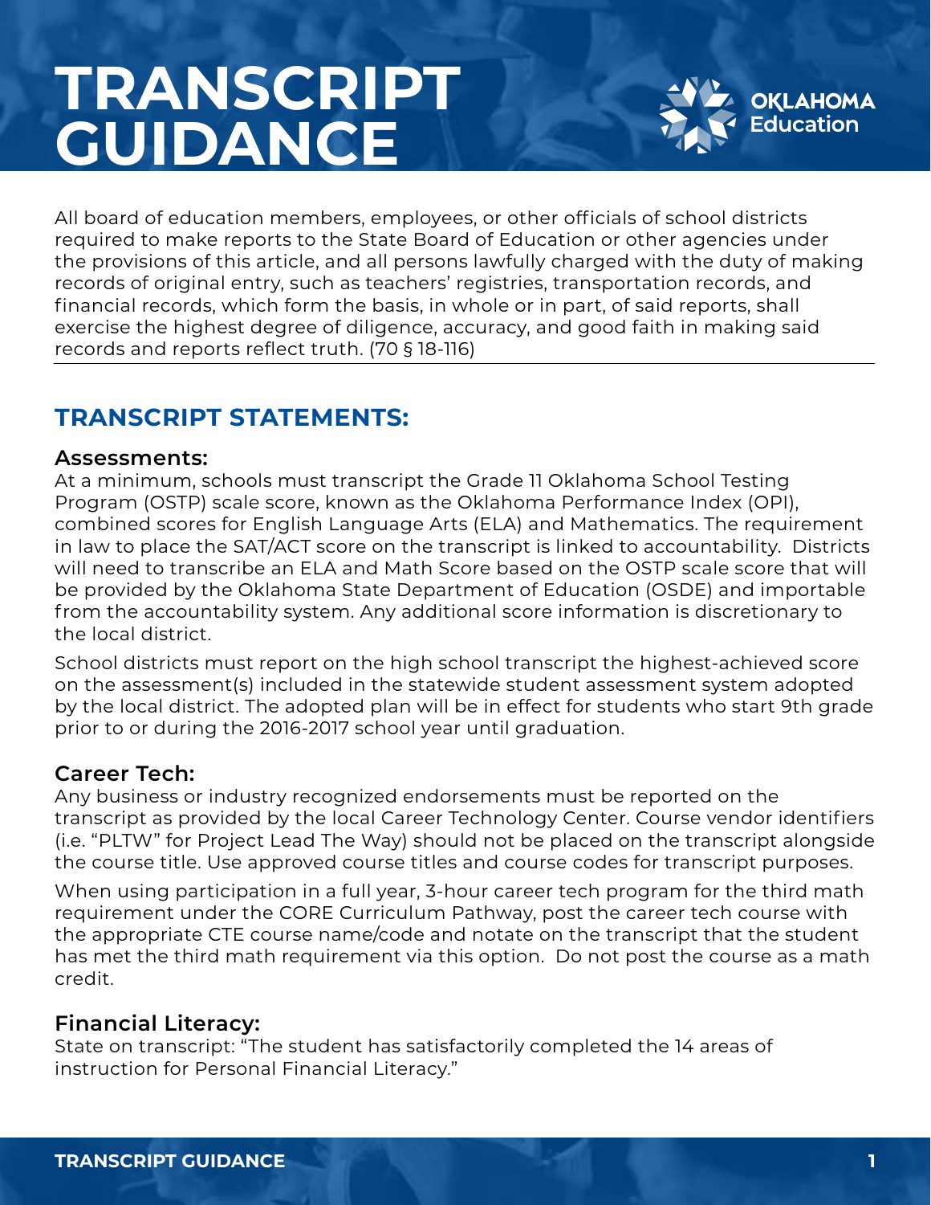# TRANSCRIPT GUIDANCE

OKLAHOMA Education

All board of education members, employees, or other officials of school districts required to make reports to the State Board of Education or other agencies under the provisions of this article, and all persons lawfully charged with the duty of making records of original entry, such as teachers' registries, transportation records, and financial records, which form the basis, in whole or in part, of said reports, shall exercise the highest degree of diligence, accuracy, and good faith in making said records and reports reflect truth. (70 § 18-116)

## TRANSCRIPT STATEMENTS:

### Assessments:

At a minimum, schools must transcript the Grade 11 Oklahoma School Testing Program (OSTP) scale score, known as the Oklahoma Performance Index (OPI), combined scores for English Language Arts (ELA) and Mathematics. The requirement in law to place the SAT/ACT score on the transcript is linked to accountability. Districts will need to transcribe an ELA and Math Score based on the OSTP scale score that will be provided by the Oklahoma State Department of Education (OSDE) and importable from the accountability system. Any additional score information is discretionary to the local district.

School districts must report on the high school transcript the highest-achieved score on the assessment(s) included in the statewide student assessment system adopted by the local district. The adopted plan will be in effect for students who start 9th grade prior to or during the 2016-2017 school year until graduation.

### Career Tech:

Any business or industry recognized endorsements must be reported on the transcript as provided by the local Career Technology Center. Course vendor identifiers (i.e. "PLTW" for Project Lead The Way) should not be placed on the transcript alongside the course title. Use approved course titles and course codes for transcript purposes.

When using participation in a full year, 3-hour career tech program for the third math requirement under the CORE Curriculum Pathway, post the career tech course with the appropriate CTE course name/code and notate on the transcript that the student has met the third math requirement via this option. Do not post the course as a math credit.

### Financial Literacy:

State on transcript: "The student has satisfactorily completed the 14 areas of instruction for Personal Financial Literacy."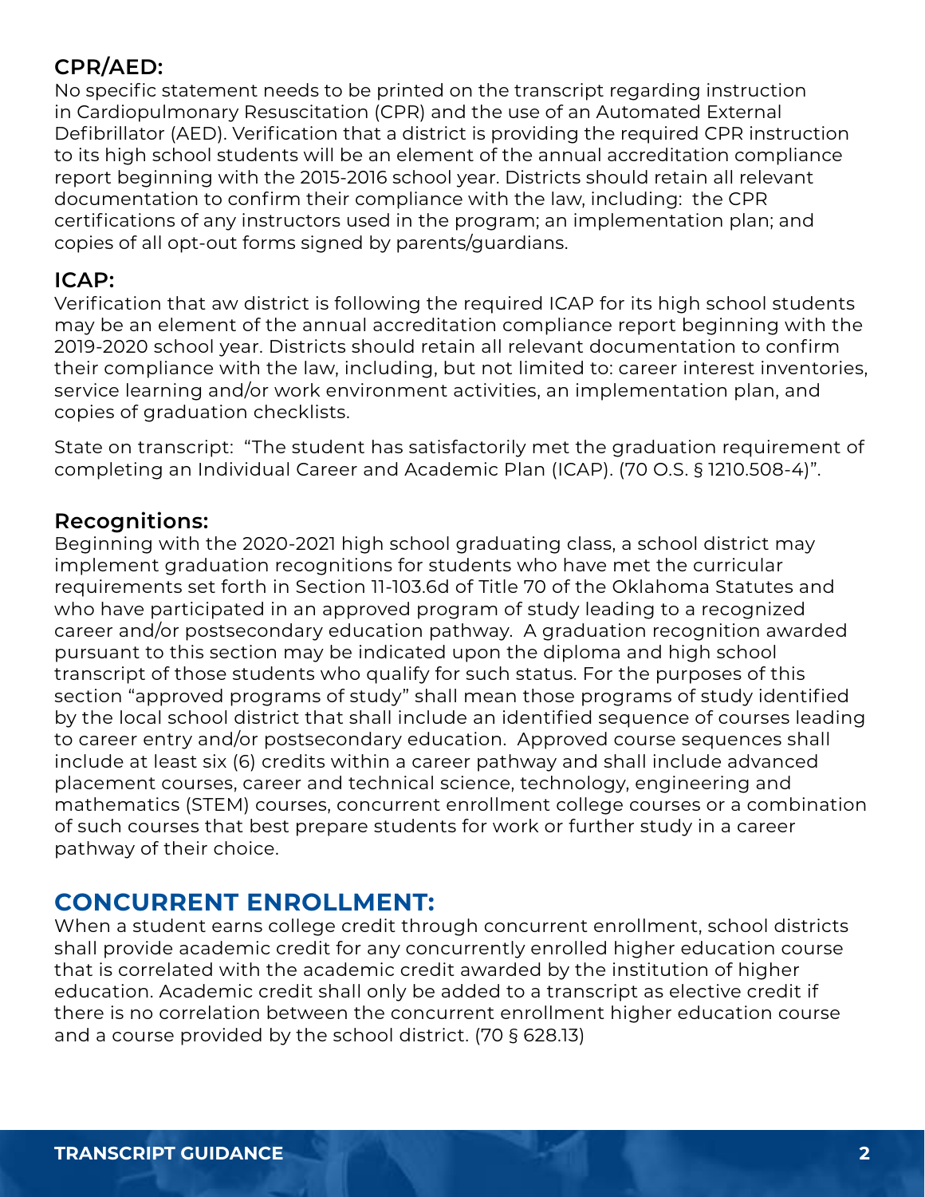### CPR/AED:

No specific statement needs to be printed on the transcript regarding instruction in Cardiopulmonary Resuscitation (CPR) and the use of an Automated External Defibrillator (AED). Verification that a district is providing the required CPR instruction to its high school students will be an element of the annual accreditation compliance report beginning with the 2015-2016 school year. Districts should retain all relevant documentation to confirm their compliance with the law, including: the CPR certifications of any instructors used in the program; an implementation plan; and copies of all opt-out forms signed by parents/guardians.

### ICAP:

Verification that aw district is following the required ICAP for its high school students may be an element of the annual accreditation compliance report beginning with the 2019-2020 school year. Districts should retain all relevant documentation to confirm their compliance with the law, including, but not limited to: career interest inventories, service learning and/or work environment activities, an implementation plan, and copies of graduation checklists.

State on transcript: "The student has satisfactorily met the graduation requirement of completing an Individual Career and Academic Plan (ICAP). (70 O.S. § 1210.508-4)".

### Recognitions:

Beginning with the 2020-2021 high school graduating class, a school district may implement graduation recognitions for students who have met the curricular requirements set forth in Section 11-103.6d of Title 70 of the Oklahoma Statutes and who have participated in an approved program of study leading to a recognized career and/or postsecondary education pathway. A graduation recognition awarded pursuant to this section may be indicated upon the diploma and high school transcript of those students who qualify for such status. For the purposes of this section "approved programs of study" shall mean those programs of study identified by the local school district that shall include an identified sequence of courses leading to career entry and/or postsecondary education. Approved course sequences shall include at least six (6) credits within a career pathway and shall include advanced placement courses, career and technical science, technology, engineering and mathematics (STEM) courses, concurrent enrollment college courses or a combination of such courses that best prepare students for work or further study in a career pathway of their choice.

## CONCURRENT ENROLLMENT:

When a student earns college credit through concurrent enrollment, school districts shall provide academic credit for any concurrently enrolled higher education course that is correlated with the academic credit awarded by the institution of higher education. Academic credit shall only be added to a transcript as elective credit if there is no correlation between the concurrent enrollment higher education course and a course provided by the school district. (70 § 628.13)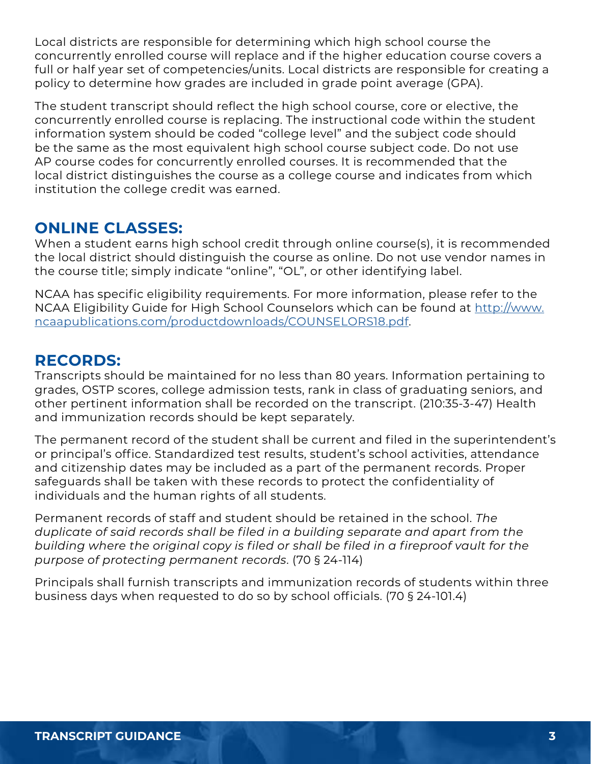Local districts are responsible for determining which high school course the concurrently enrolled course will replace and if the higher education course covers a full or half year set of competencies/units. Local districts are responsible for creating a policy to determine how grades are included in grade point average (GPA).

The student transcript should reflect the high school course, core or elective, the concurrently enrolled course is replacing. The instructional code within the student information system should be coded "college level" and the subject code should be the same as the most equivalent high school course subject code. Do not use AP course codes for concurrently enrolled courses. It is recommended that the local district distinguishes the course as a college course and indicates from which institution the college credit was earned.

## ONLINE CLASSES:

When a student earns high school credit through online course(s), it is recommended the local district should distinguish the course as online. Do not use vendor names in the course title; simply indicate "online", "OL", or other identifying label.

NCAA has specific eligibility requirements. For more information, please refer to the NCAA Eligibility Guide for High School Counselors which can be found at [http://www.ncaapublications.com/productdownloads/COUNSELORS18.pdf](http://www.ncaapublications.com/productdownloads/COUNSELORS18.pdf).

## RECORDS:

Transcripts should be maintained for no less than 80 years. Information pertaining to grades, OSTP scores, college admission tests, rank in class of graduating seniors, and other pertinent information shall be recorded on the transcript. (210:35-3-47) Health and immunization records should be kept separately.

The permanent record of the student shall be current and filed in the superintendent's or principal's office. Standardized test results, student's school activities, attendance and citizenship dates may be included as a part of the permanent records. Proper safeguards shall be taken with these records to protect the confidentiality of individuals and the human rights of all students.

Permanent records of staff and student should be retained in the school. *The duplicate of said records shall be filed in a building separate and apart from the building where the original copy is filed or shall be filed in a fireproof vault for the purpose of protecting permanent records*. (70 § 24-114)

Principals shall furnish transcripts and immunization records of students within three business days when requested to do so by school officials. (70 § 24-101.4)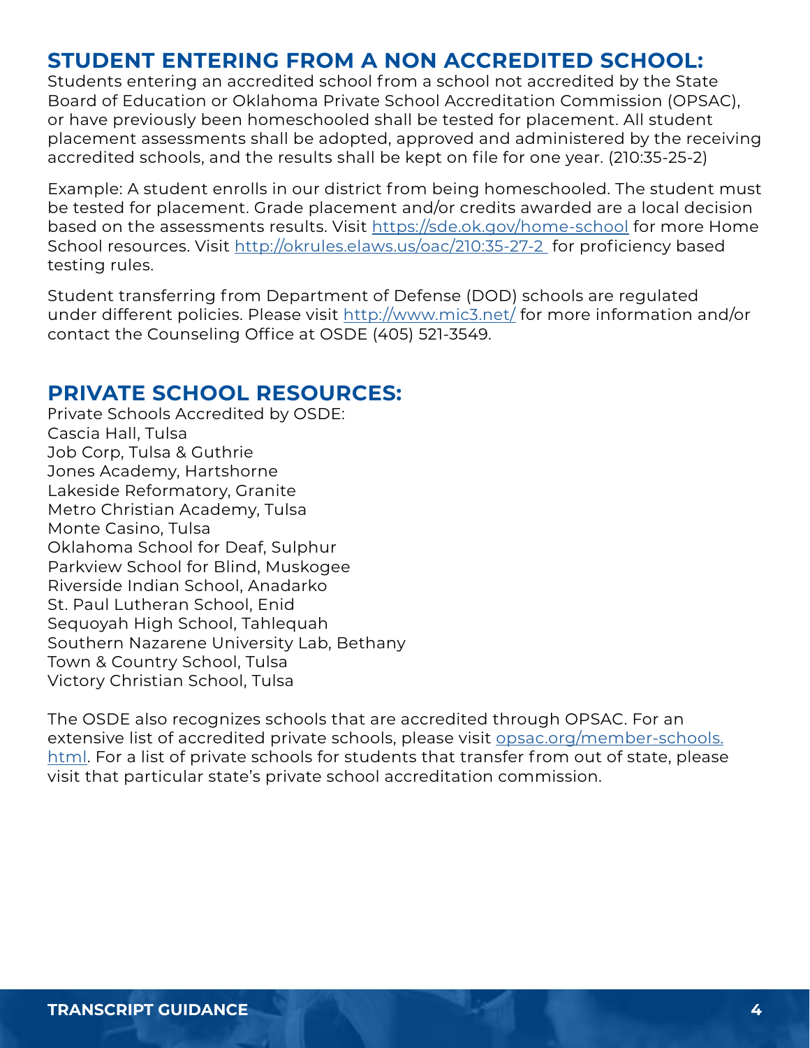## STUDENT ENTERING FROM A NON ACCREDITED SCHOOL:

Students entering an accredited school from a school not accredited by the State Board of Education or Oklahoma Private School Accreditation Commission (OPSAC), or have previously been homeschooled shall be tested for placement. All student placement assessments shall be adopted, approved and administered by the receiving accredited schools, and the results shall be kept on file for one year. (210:35-25-2)

Example: A student enrolls in our district from being homeschooled. The student must be tested for placement. Grade placement and/or credits awarded are a local decision based on the assessments results. Visit https://sde.ok.gov/home-school for more Home School resources. Visit http://okrules.elaws.us/oac/210:35-27-2 for proficiency based testing rules.

Student transferring from Department of Defense (DOD) schools are regulated under different policies. Please visit http://www.mic3.net/ for more information and/or contact the Counseling Office at OSDE (405) 521-3549.

## PRIVATE SCHOOL RESOURCES:

Private Schools Accredited by OSDE:
Cascia Hall, Tulsa
Job Corp, Tulsa & Guthrie
Jones Academy, Hartshorne
Lakeside Reformatory, Granite
Metro Christian Academy, Tulsa
Monte Casino, Tulsa
Oklahoma School for Deaf, Sulphur
Parkview School for Blind, Muskogee
Riverside Indian School, Anadarko
St. Paul Lutheran School, Enid
Sequoyah High School, Tahlequah
Southern Nazarene University Lab, Bethany
Town & Country School, Tulsa
Victory Christian School, Tulsa

The OSDE also recognizes schools that are accredited through OPSAC. For an extensive list of accredited private schools, please visit opsac.org/member-schools.html. For a list of private schools for students that transfer from out of state, please visit that particular state's private school accreditation commission.